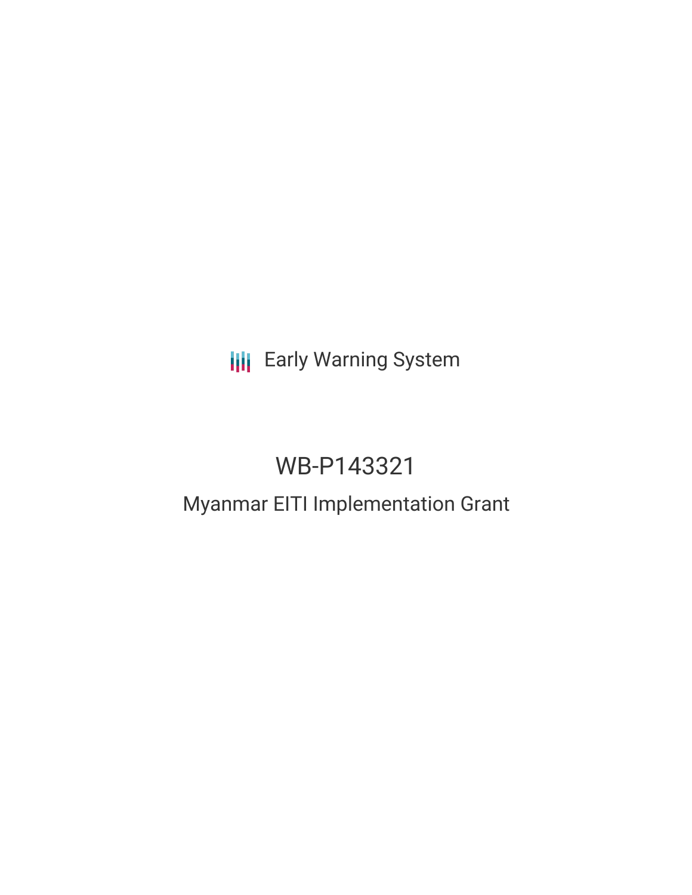Early Warning System

# WB-P143321

## Myanmar EITI Implementation Grant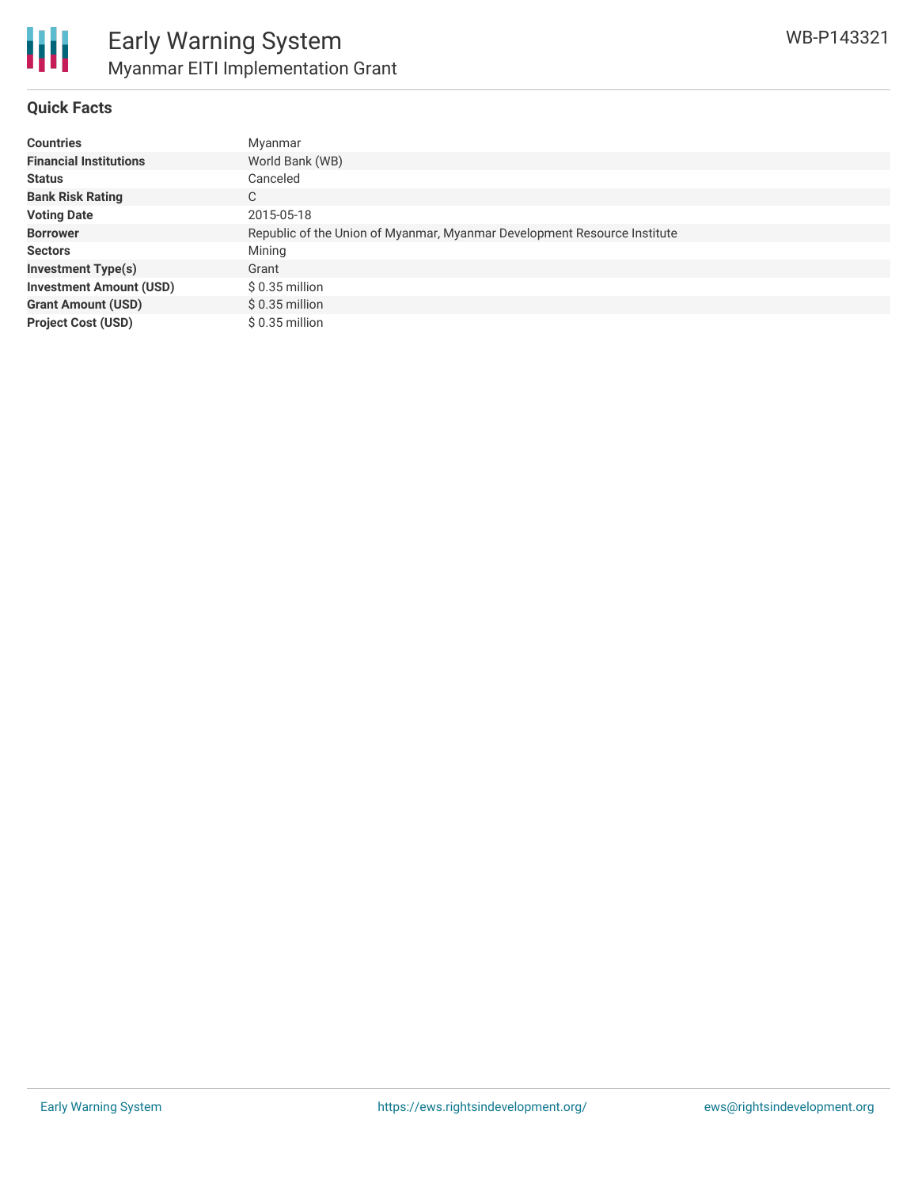## Quick Facts

| | |
|---|---|
| **Countries** | Myanmar |
| **Financial Institutions** | World Bank (WB) |
| **Status** | Canceled |
| **Bank Risk Rating** | C |
| **Voting Date** | 2015-05-18 |
| **Borrower** | Republic of the Union of Myanmar, Myanmar Development Resource Institute |
| **Sectors** | Mining |
| **Investment Type(s)** | Grant |
| **Investment Amount (USD)** | $ 0.35 million |
| **Grant Amount (USD)** | $ 0.35 million |
| **Project Cost (USD)** | $ 0.35 million |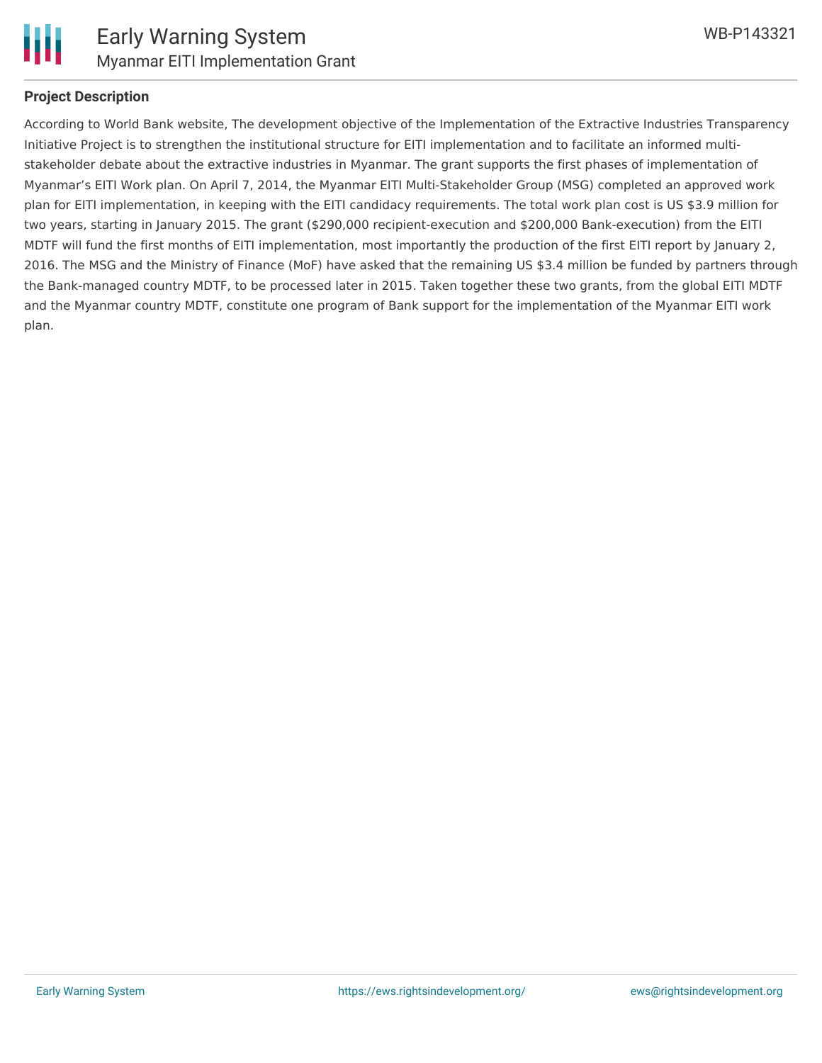## Project Description

According to World Bank website, The development objective of the Implementation of the Extractive Industries Transparency Initiative Project is to strengthen the institutional structure for EITI implementation and to facilitate an informed multi-stakeholder debate about the extractive industries in Myanmar. The grant supports the first phases of implementation of Myanmar's EITI Work plan. On April 7, 2014, the Myanmar EITI Multi-Stakeholder Group (MSG) completed an approved work plan for EITI implementation, in keeping with the EITI candidacy requirements. The total work plan cost is US $3.9 million for two years, starting in January 2015. The grant ($290,000 recipient-execution and $200,000 Bank-execution) from the EITI MDTF will fund the first months of EITI implementation, most importantly the production of the first EITI report by January 2, 2016. The MSG and the Ministry of Finance (MoF) have asked that the remaining US $3.4 million be funded by partners through the Bank-managed country MDTF, to be processed later in 2015. Taken together these two grants, from the global EITI MDTF and the Myanmar country MDTF, constitute one program of Bank support for the implementation of the Myanmar EITI work plan.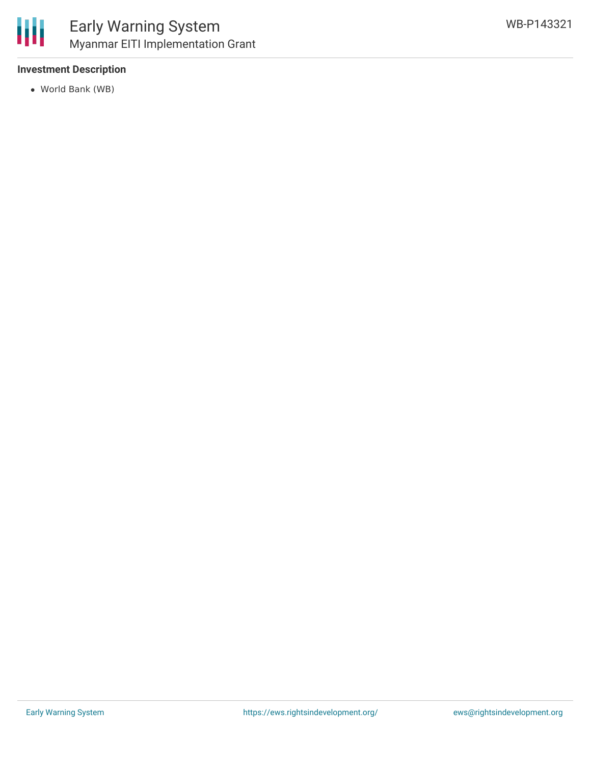**Investment Description**

- World Bank (WB)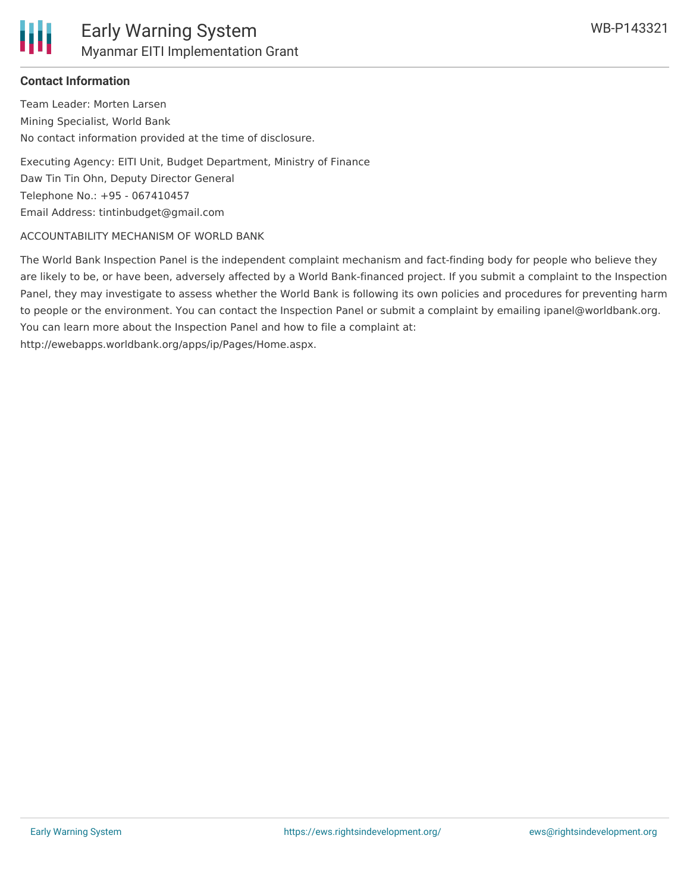**Contact Information**

Team Leader: Morten Larsen
Mining Specialist, World Bank
No contact information provided at the time of disclosure.

Executing Agency: EITI Unit, Budget Department, Ministry of Finance
Daw Tin Tin Ohn, Deputy Director General
Telephone No.: +95 - 067410457
Email Address: tintinbudget@gmail.com

ACCOUNTABILITY MECHANISM OF WORLD BANK

The World Bank Inspection Panel is the independent complaint mechanism and fact-finding body for people who believe they are likely to be, or have been, adversely affected by a World Bank-financed project. If you submit a complaint to the Inspection Panel, they may investigate to assess whether the World Bank is following its own policies and procedures for preventing harm to people or the environment. You can contact the Inspection Panel or submit a complaint by emailing ipanel@worldbank.org. You can learn more about the Inspection Panel and how to file a complaint at: http://ewebapps.worldbank.org/apps/ip/Pages/Home.aspx.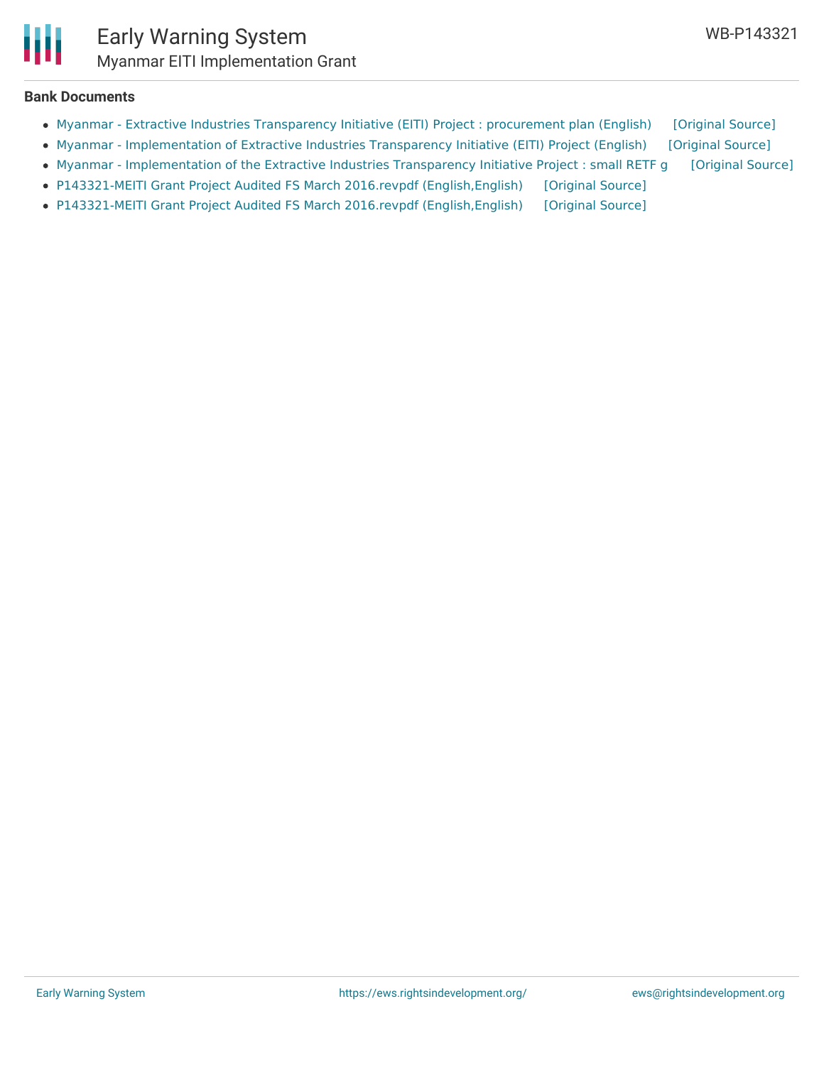## Bank Documents

- Myanmar - Extractive Industries Transparency Initiative (EITI) Project : procurement plan (English) [Original Source]
- Myanmar - Implementation of Extractive Industries Transparency Initiative (EITI) Project (English) [Original Source]
- Myanmar - Implementation of the Extractive Industries Transparency Initiative Project : small RETF g [Original Source]
- P143321-MEITI Grant Project Audited FS March 2016.revpdf (English,English) [Original Source]
- P143321-MEITI Grant Project Audited FS March 2016.revpdf (English,English) [Original Source]